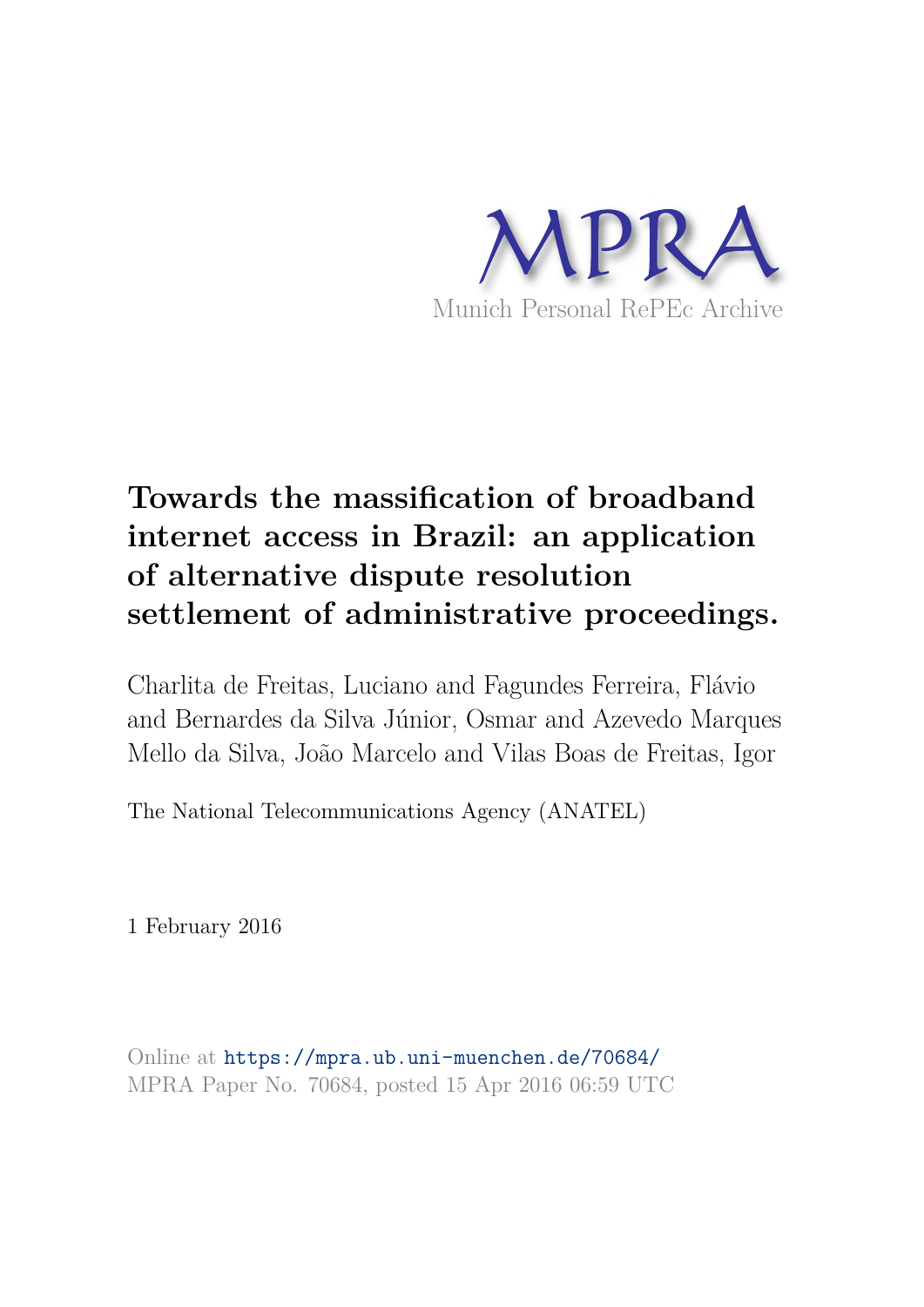MPRA

Munich Personal RePEc Archive

# Towards the massification of broadband internet access in Brazil: an application of alternative dispute resolution settlement of administrative proceedings.

Charlita de Freitas, Luciano and Fagundes Ferreira, Flávio and Bernardes da Silva Júnior, Osmar and Azevedo Marques Mello da Silva, João Marcelo and Vilas Boas de Freitas, Igor

The National Telecommunications Agency (ANATEL)

1 February 2016

Online at https://mpra.ub.uni-muenchen.de/70684/
MPRA Paper No. 70684, posted 15 Apr 2016 06:59 UTC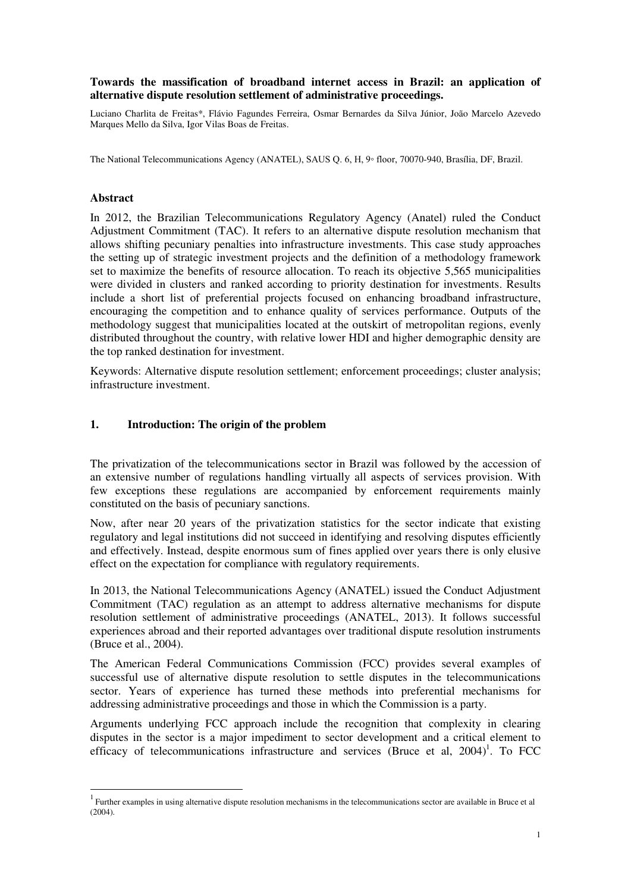**Towards the massification of broadband internet access in Brazil: an application of alternative dispute resolution settlement of administrative proceedings.**

Luciano Charlita de Freitas*, Flávio Fagundes Ferreira, Osmar Bernardes da Silva Júnior, João Marcelo Azevedo Marques Mello da Silva, Igor Vilas Boas de Freitas.

The National Telecommunications Agency (ANATEL), SAUS Q. 6, H, 9◦ floor, 70070-940, Brasília, DF, Brazil.

## Abstract

In 2012, the Brazilian Telecommunications Regulatory Agency (Anatel) ruled the Conduct Adjustment Commitment (TAC). It refers to an alternative dispute resolution mechanism that allows shifting pecuniary penalties into infrastructure investments. This case study approaches the setting up of strategic investment projects and the definition of a methodology framework set to maximize the benefits of resource allocation. To reach its objective 5,565 municipalities were divided in clusters and ranked according to priority destination for investments. Results include a short list of preferential projects focused on enhancing broadband infrastructure, encouraging the competition and to enhance quality of services performance. Outputs of the methodology suggest that municipalities located at the outskirt of metropolitan regions, evenly distributed throughout the country, with relative lower HDI and higher demographic density are the top ranked destination for investment.

Keywords: Alternative dispute resolution settlement; enforcement proceedings; cluster analysis; infrastructure investment.

## 1. Introduction: The origin of the problem

The privatization of the telecommunications sector in Brazil was followed by the accession of an extensive number of regulations handling virtually all aspects of services provision. With few exceptions these regulations are accompanied by enforcement requirements mainly constituted on the basis of pecuniary sanctions.

Now, after near 20 years of the privatization statistics for the sector indicate that existing regulatory and legal institutions did not succeed in identifying and resolving disputes efficiently and effectively. Instead, despite enormous sum of fines applied over years there is only elusive effect on the expectation for compliance with regulatory requirements.

In 2013, the National Telecommunications Agency (ANATEL) issued the Conduct Adjustment Commitment (TAC) regulation as an attempt to address alternative mechanisms for dispute resolution settlement of administrative proceedings (ANATEL, 2013). It follows successful experiences abroad and their reported advantages over traditional dispute resolution instruments (Bruce et al., 2004).

The American Federal Communications Commission (FCC) provides several examples of successful use of alternative dispute resolution to settle disputes in the telecommunications sector. Years of experience has turned these methods into preferential mechanisms for addressing administrative proceedings and those in which the Commission is a party.

Arguments underlying FCC approach include the recognition that complexity in clearing disputes in the sector is a major impediment to sector development and a critical element to efficacy of telecommunications infrastructure and services (Bruce et al, 2004)[1]. To FCC

[1] Further examples in using alternative dispute resolution mechanisms in the telecommunications sector are available in Bruce et al (2004).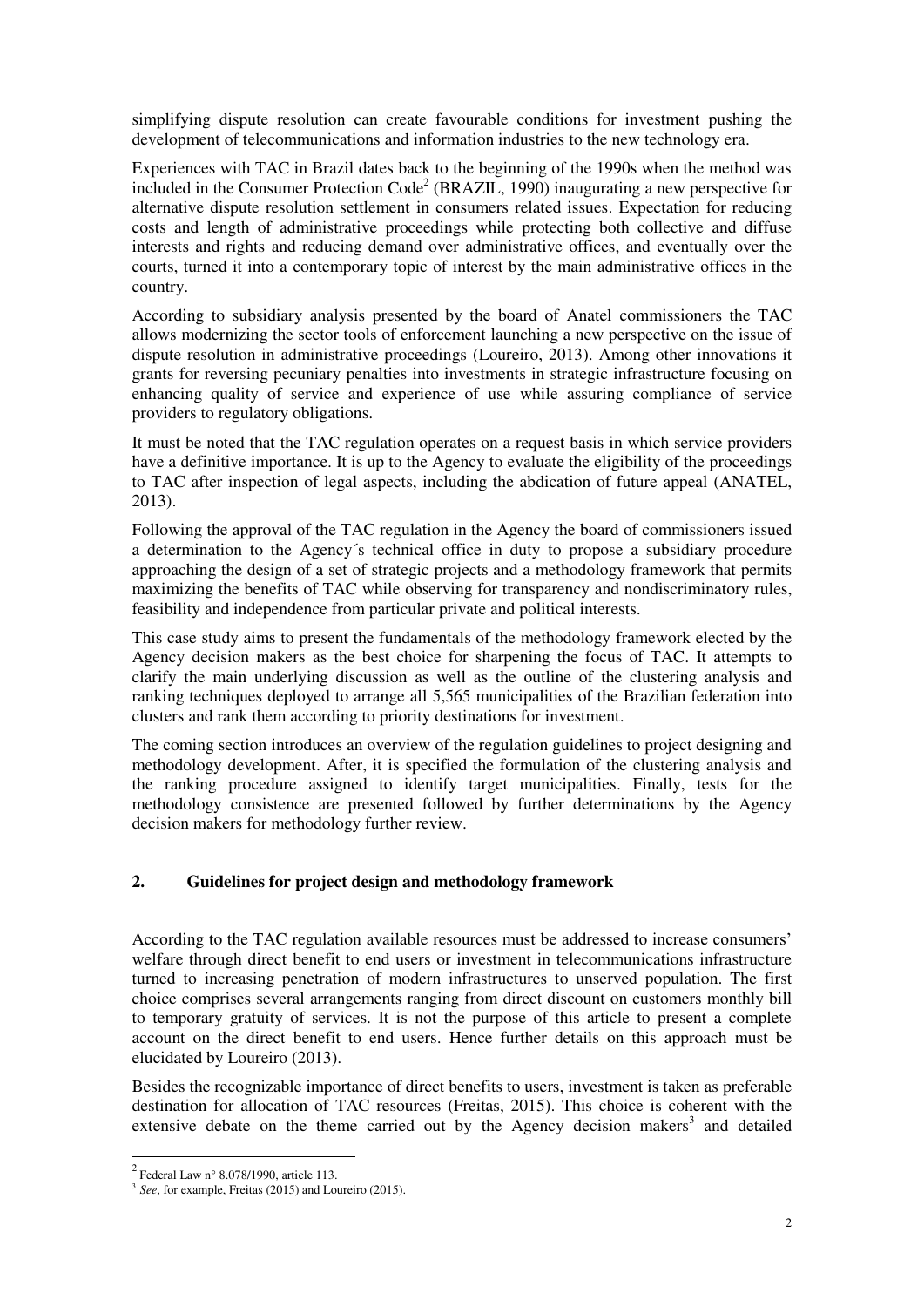simplifying dispute resolution can create favourable conditions for investment pushing the development of telecommunications and information industries to the new technology era.

Experiences with TAC in Brazil dates back to the beginning of the 1990s when the method was included in the Consumer Protection Code[2] (BRAZIL, 1990) inaugurating a new perspective for alternative dispute resolution settlement in consumers related issues. Expectation for reducing costs and length of administrative proceedings while protecting both collective and diffuse interests and rights and reducing demand over administrative offices, and eventually over the courts, turned it into a contemporary topic of interest by the main administrative offices in the country.

According to subsidiary analysis presented by the board of Anatel commissioners the TAC allows modernizing the sector tools of enforcement launching a new perspective on the issue of dispute resolution in administrative proceedings (Loureiro, 2013). Among other innovations it grants for reversing pecuniary penalties into investments in strategic infrastructure focusing on enhancing quality of service and experience of use while assuring compliance of service providers to regulatory obligations.

It must be noted that the TAC regulation operates on a request basis in which service providers have a definitive importance. It is up to the Agency to evaluate the eligibility of the proceedings to TAC after inspection of legal aspects, including the abdication of future appeal (ANATEL, 2013).

Following the approval of the TAC regulation in the Agency the board of commissioners issued a determination to the Agency´s technical office in duty to propose a subsidiary procedure approaching the design of a set of strategic projects and a methodology framework that permits maximizing the benefits of TAC while observing for transparency and nondiscriminatory rules, feasibility and independence from particular private and political interests.

This case study aims to present the fundamentals of the methodology framework elected by the Agency decision makers as the best choice for sharpening the focus of TAC. It attempts to clarify the main underlying discussion as well as the outline of the clustering analysis and ranking techniques deployed to arrange all 5,565 municipalities of the Brazilian federation into clusters and rank them according to priority destinations for investment.

The coming section introduces an overview of the regulation guidelines to project designing and methodology development. After, it is specified the formulation of the clustering analysis and the ranking procedure assigned to identify target municipalities. Finally, tests for the methodology consistence are presented followed by further determinations by the Agency decision makers for methodology further review.

## 2. Guidelines for project design and methodology framework

According to the TAC regulation available resources must be addressed to increase consumers' welfare through direct benefit to end users or investment in telecommunications infrastructure turned to increasing penetration of modern infrastructures to unserved population. The first choice comprises several arrangements ranging from direct discount on customers monthly bill to temporary gratuity of services. It is not the purpose of this article to present a complete account on the direct benefit to end users. Hence further details on this approach must be elucidated by Loureiro (2013).

Besides the recognizable importance of direct benefits to users, investment is taken as preferable destination for allocation of TAC resources (Freitas, 2015). This choice is coherent with the extensive debate on the theme carried out by the Agency decision makers[3] and detailed

---

[2] Federal Law n° 8.078/1990, article 113.

[3] *See*, for example, Freitas (2015) and Loureiro (2015).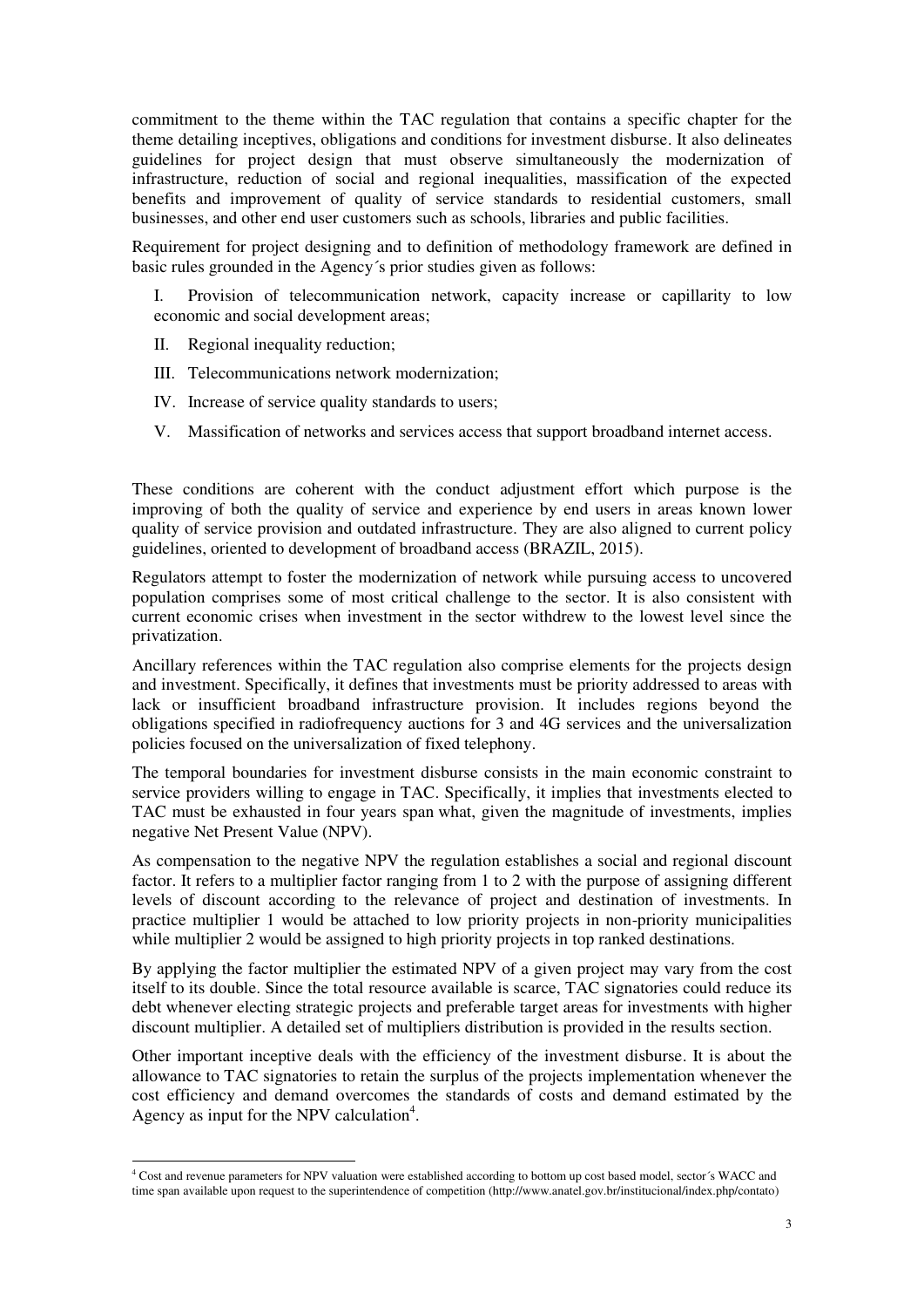commitment to the theme within the TAC regulation that contains a specific chapter for the theme detailing inceptives, obligations and conditions for investment disburse. It also delineates guidelines for project design that must observe simultaneously the modernization of infrastructure, reduction of social and regional inequalities, massification of the expected benefits and improvement of quality of service standards to residential customers, small businesses, and other end user customers such as schools, libraries and public facilities.

Requirement for project designing and to definition of methodology framework are defined in basic rules grounded in the Agency´s prior studies given as follows:

I. Provision of telecommunication network, capacity increase or capillarity to low economic and social development areas;

II. Regional inequality reduction;

III. Telecommunications network modernization;

IV. Increase of service quality standards to users;

V. Massification of networks and services access that support broadband internet access.

These conditions are coherent with the conduct adjustment effort which purpose is the improving of both the quality of service and experience by end users in areas known lower quality of service provision and outdated infrastructure. They are also aligned to current policy guidelines, oriented to development of broadband access (BRAZIL, 2015).

Regulators attempt to foster the modernization of network while pursuing access to uncovered population comprises some of most critical challenge to the sector. It is also consistent with current economic crises when investment in the sector withdrew to the lowest level since the privatization.

Ancillary references within the TAC regulation also comprise elements for the projects design and investment. Specifically, it defines that investments must be priority addressed to areas with lack or insufficient broadband infrastructure provision. It includes regions beyond the obligations specified in radiofrequency auctions for 3 and 4G services and the universalization policies focused on the universalization of fixed telephony.

The temporal boundaries for investment disburse consists in the main economic constraint to service providers willing to engage in TAC. Specifically, it implies that investments elected to TAC must be exhausted in four years span what, given the magnitude of investments, implies negative Net Present Value (NPV).

As compensation to the negative NPV the regulation establishes a social and regional discount factor. It refers to a multiplier factor ranging from 1 to 2 with the purpose of assigning different levels of discount according to the relevance of project and destination of investments. In practice multiplier 1 would be attached to low priority projects in non-priority municipalities while multiplier 2 would be assigned to high priority projects in top ranked destinations.

By applying the factor multiplier the estimated NPV of a given project may vary from the cost itself to its double. Since the total resource available is scarce, TAC signatories could reduce its debt whenever electing strategic projects and preferable target areas for investments with higher discount multiplier. A detailed set of multipliers distribution is provided in the results section.

Other important inceptive deals with the efficiency of the investment disburse. It is about the allowance to TAC signatories to retain the surplus of the projects implementation whenever the cost efficiency and demand overcomes the standards of costs and demand estimated by the Agency as input for the NPV calculation[4].

[4] Cost and revenue parameters for NPV valuation were established according to bottom up cost based model, sector´s WACC and time span available upon request to the superintendence of competition (http://www.anatel.gov.br/institucional/index.php/contato)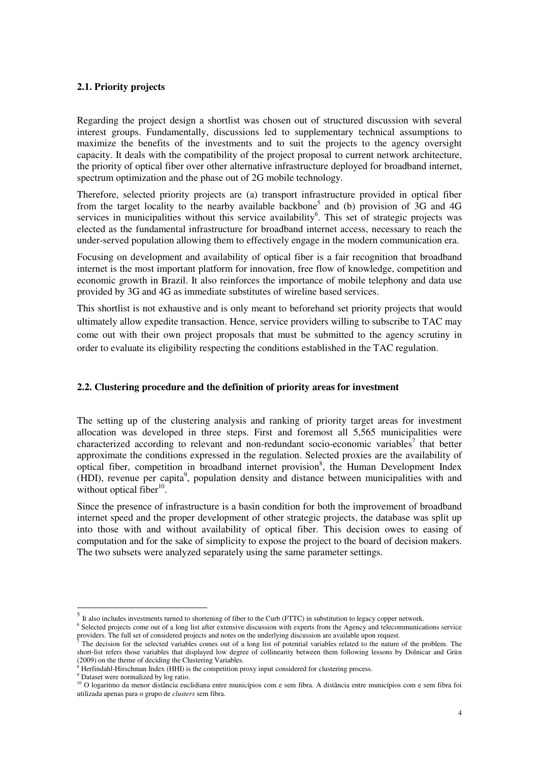### 2.1. Priority projects

Regarding the project design a shortlist was chosen out of structured discussion with several interest groups. Fundamentally, discussions led to supplementary technical assumptions to maximize the benefits of the investments and to suit the projects to the agency oversight capacity. It deals with the compatibility of the project proposal to current network architecture, the priority of optical fiber over other alternative infrastructure deployed for broadband internet, spectrum optimization and the phase out of 2G mobile technology.

Therefore, selected priority projects are (a) transport infrastructure provided in optical fiber from the target locality to the nearby available backbone[5] and (b) provision of 3G and 4G services in municipalities without this service availability[6]. This set of strategic projects was elected as the fundamental infrastructure for broadband internet access, necessary to reach the under-served population allowing them to effectively engage in the modern communication era.

Focusing on development and availability of optical fiber is a fair recognition that broadband internet is the most important platform for innovation, free flow of knowledge, competition and economic growth in Brazil. It also reinforces the importance of mobile telephony and data use provided by 3G and 4G as immediate substitutes of wireline based services.

This shortlist is not exhaustive and is only meant to beforehand set priority projects that would ultimately allow expedite transaction. Hence, service providers willing to subscribe to TAC may come out with their own project proposals that must be submitted to the agency scrutiny in order to evaluate its eligibility respecting the conditions established in the TAC regulation.

### 2.2. Clustering procedure and the definition of priority areas for investment

The setting up of the clustering analysis and ranking of priority target areas for investment allocation was developed in three steps. First and foremost all 5,565 municipalities were characterized according to relevant and non-redundant socio-economic variables[7] that better approximate the conditions expressed in the regulation. Selected proxies are the availability of optical fiber, competition in broadband internet provision[8], the Human Development Index (HDI), revenue per capita[9], population density and distance between municipalities with and without optical fiber[10].

Since the presence of infrastructure is a basin condition for both the improvement of broadband internet speed and the proper development of other strategic projects, the database was split up into those with and without availability of optical fiber. This decision owes to easing of computation and for the sake of simplicity to expose the project to the board of decision makers. The two subsets were analyzed separately using the same parameter settings.

---

[5] It also includes investments turned to shortening of fiber to the Curb (FTTC) in substitution to legacy copper network.

[6] Selected projects come out of a long list after extensive discussion with experts from the Agency and telecommunications service providers. The full set of considered projects and notes on the underlying discussion are available upon request.

[7] The decision for the selected variables comes out of a long list of potential variables related to the nature of the problem. The short-list refers those variables that displayed low degree of collinearity between them following lessons by Dolnicar and Grün (2009) on the theme of deciding the Clustering Variables.

[8] Herfindahl-Hirschman Index (HHI) is the competition proxy input considered for clustering process.

[9] Dataset were normalized by log ratio.

[10] O logaritmo da menor distância euclidiana entre municípios com e sem fibra. A distância entre municípios com e sem fibra foi utilizada apenas para o grupo de *clusters* sem fibra.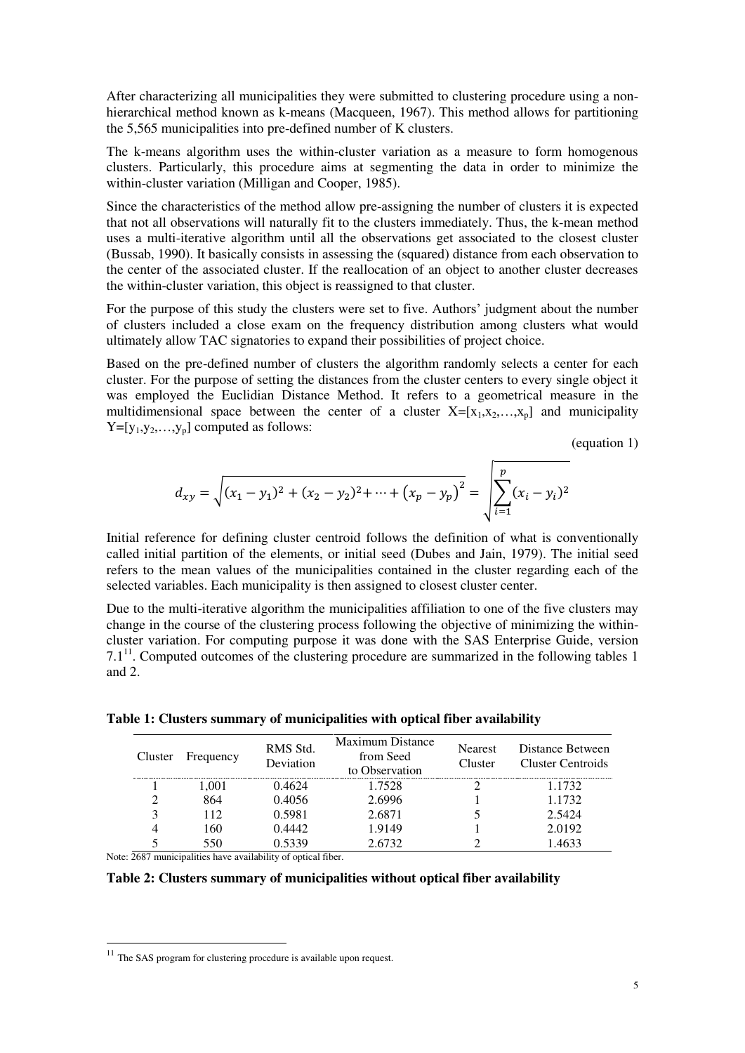After characterizing all municipalities they were submitted to clustering procedure using a non-hierarchical method known as k-means (Macqueen, 1967). This method allows for partitioning the 5,565 municipalities into pre-defined number of K clusters.

The k-means algorithm uses the within-cluster variation as a measure to form homogenous clusters. Particularly, this procedure aims at segmenting the data in order to minimize the within-cluster variation (Milligan and Cooper, 1985).

Since the characteristics of the method allow pre-assigning the number of clusters it is expected that not all observations will naturally fit to the clusters immediately. Thus, the k-mean method uses a multi-iterative algorithm until all the observations get associated to the closest cluster (Bussab, 1990). It basically consists in assessing the (squared) distance from each observation to the center of the associated cluster. If the reallocation of an object to another cluster decreases the within-cluster variation, this object is reassigned to that cluster.

For the purpose of this study the clusters were set to five. Authors' judgment about the number of clusters included a close exam on the frequency distribution among clusters what would ultimately allow TAC signatories to expand their possibilities of project choice.

Based on the pre-defined number of clusters the algorithm randomly selects a center for each cluster. For the purpose of setting the distances from the cluster centers to every single object it was employed the Euclidian Distance Method. It refers to a geometrical measure in the multidimensional space between the center of a cluster $X=[x_1,x_2,\ldots,x_p]$ and municipality $Y=[y_1,y_2,\ldots,y_p]$ computed as follows:

(equation 1)

$$d_{xy} = \sqrt{(x_1 - y_1)^2 + (x_2 - y_2)^2 + \cdots + (x_p - y_p)^2} = \sqrt{\sum_{i=1}^{p} (x_i - y_i)^2}$$

Initial reference for defining cluster centroid follows the definition of what is conventionally called initial partition of the elements, or initial seed (Dubes and Jain, 1979). The initial seed refers to the mean values of the municipalities contained in the cluster regarding each of the selected variables. Each municipality is then assigned to closest cluster center.

Due to the multi-iterative algorithm the municipalities affiliation to one of the five clusters may change in the course of the clustering process following the objective of minimizing the within-cluster variation. For computing purpose it was done with the SAS Enterprise Guide, version 7.1[11]. Computed outcomes of the clustering procedure are summarized in the following tables 1 and 2.

**Table 1: Clusters summary of municipalities with optical fiber availability**

| Cluster | Frequency | RMS Std. Deviation | Maximum Distance from Seed to Observation | Nearest Cluster | Distance Between Cluster Centroids |
|---|---|---|---|---|---|
| 1 | 1,001 | 0.4624 | 1.7528 | 2 | 1.1732 |
| 2 | 864 | 0.4056 | 2.6996 | 1 | 1.1732 |
| 3 | 112 | 0.5981 | 2.6871 | 5 | 2.5424 |
| 4 | 160 | 0.4442 | 1.9149 | 1 | 2.0192 |
| 5 | 550 | 0.5339 | 2.6732 | 2 | 1.4633 |

Note: 2687 municipalities have availability of optical fiber.

**Table 2: Clusters summary of municipalities without optical fiber availability**

[11] The SAS program for clustering procedure is available upon request.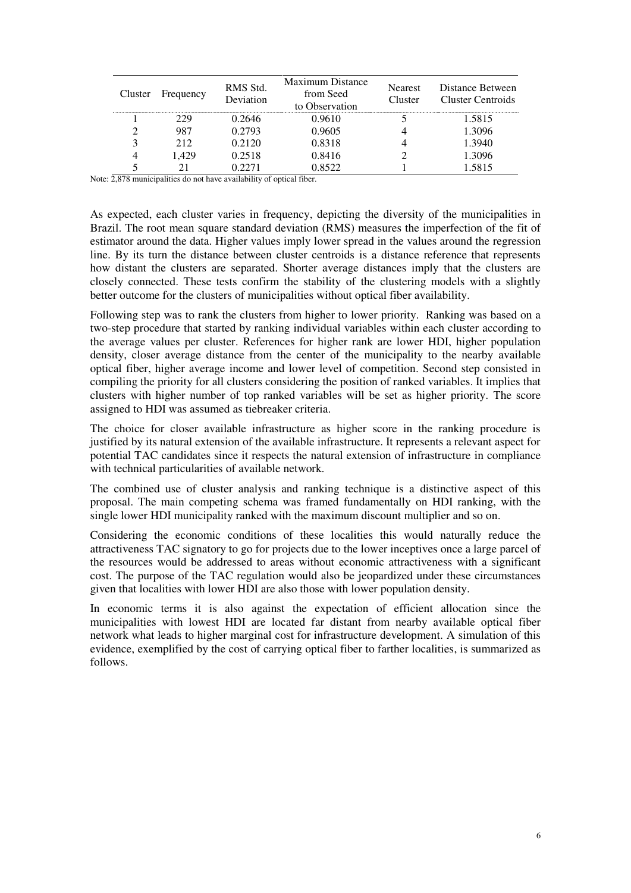| Cluster | Frequency | RMS Std. Deviation | Maximum Distance from Seed to Observation | Nearest Cluster | Distance Between Cluster Centroids |
|---|---|---|---|---|---|
| 1 | 229 | 0.2646 | 0.9610 | 5 | 1.5815 |
| 2 | 987 | 0.2793 | 0.9605 | 4 | 1.3096 |
| 3 | 212 | 0.2120 | 0.8318 | 4 | 1.3940 |
| 4 | 1,429 | 0.2518 | 0.8416 | 2 | 1.3096 |
| 5 | 21 | 0.2271 | 0.8522 | 1 | 1.5815 |

Note: 2,878 municipalities do not have availability of optical fiber.

As expected, each cluster varies in frequency, depicting the diversity of the municipalities in Brazil. The root mean square standard deviation (RMS) measures the imperfection of the fit of estimator around the data. Higher values imply lower spread in the values around the regression line. By its turn the distance between cluster centroids is a distance reference that represents how distant the clusters are separated. Shorter average distances imply that the clusters are closely connected. These tests confirm the stability of the clustering models with a slightly better outcome for the clusters of municipalities without optical fiber availability.

Following step was to rank the clusters from higher to lower priority. Ranking was based on a two-step procedure that started by ranking individual variables within each cluster according to the average values per cluster. References for higher rank are lower HDI, higher population density, closer average distance from the center of the municipality to the nearby available optical fiber, higher average income and lower level of competition. Second step consisted in compiling the priority for all clusters considering the position of ranked variables. It implies that clusters with higher number of top ranked variables will be set as higher priority. The score assigned to HDI was assumed as tiebreaker criteria.

The choice for closer available infrastructure as higher score in the ranking procedure is justified by its natural extension of the available infrastructure. It represents a relevant aspect for potential TAC candidates since it respects the natural extension of infrastructure in compliance with technical particularities of available network.

The combined use of cluster analysis and ranking technique is a distinctive aspect of this proposal. The main competing schema was framed fundamentally on HDI ranking, with the single lower HDI municipality ranked with the maximum discount multiplier and so on.

Considering the economic conditions of these localities this would naturally reduce the attractiveness TAC signatory to go for projects due to the lower inceptives once a large parcel of the resources would be addressed to areas without economic attractiveness with a significant cost. The purpose of the TAC regulation would also be jeopardized under these circumstances given that localities with lower HDI are also those with lower population density.

In economic terms it is also against the expectation of efficient allocation since the municipalities with lowest HDI are located far distant from nearby available optical fiber network what leads to higher marginal cost for infrastructure development. A simulation of this evidence, exemplified by the cost of carrying optical fiber to farther localities, is summarized as follows.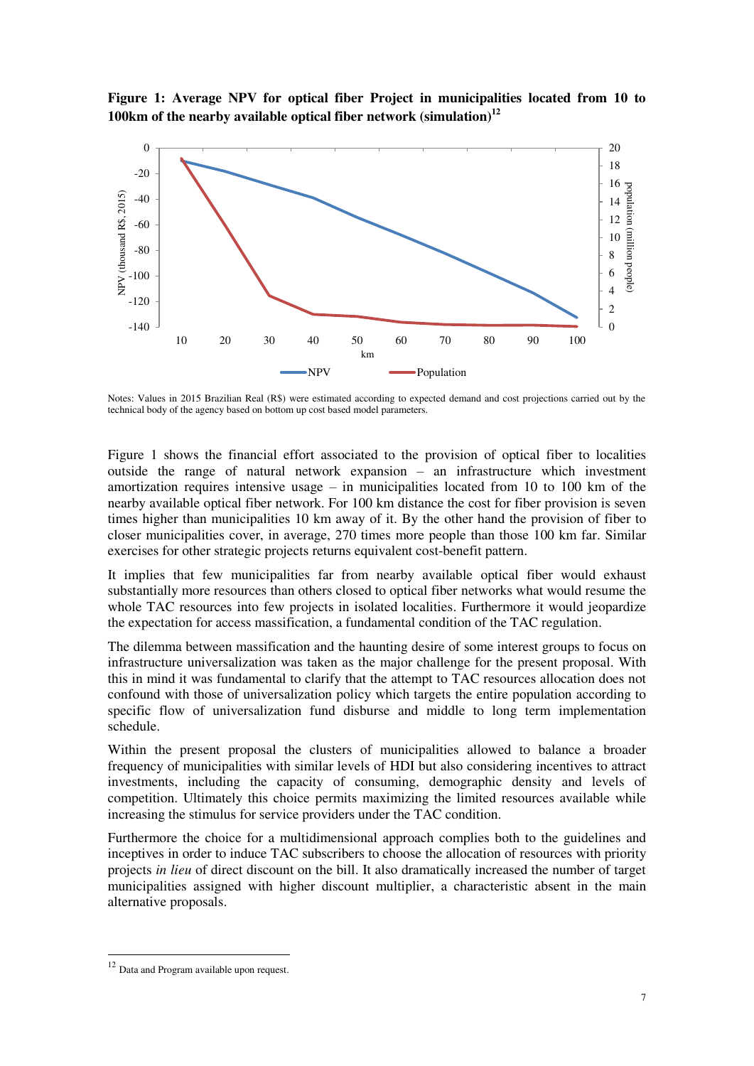**Figure 1: Average NPV for optical fiber Project in municipalities located from 10 to 100km of the nearby available optical fiber network (simulation)[12]**

Notes: Values in 2015 Brazilian Real (R$) were estimated according to expected demand and cost projections carried out by the technical body of the agency based on bottom up cost based model parameters.

Figure 1 shows the financial effort associated to the provision of optical fiber to localities outside the range of natural network expansion – an infrastructure which investment amortization requires intensive usage – in municipalities located from 10 to 100 km of the nearby available optical fiber network. For 100 km distance the cost for fiber provision is seven times higher than municipalities 10 km away of it. By the other hand the provision of fiber to closer municipalities cover, in average, 270 times more people than those 100 km far. Similar exercises for other strategic projects returns equivalent cost-benefit pattern.

It implies that few municipalities far from nearby available optical fiber would exhaust substantially more resources than others closed to optical fiber networks what would resume the whole TAC resources into few projects in isolated localities. Furthermore it would jeopardize the expectation for access massification, a fundamental condition of the TAC regulation.

The dilemma between massification and the haunting desire of some interest groups to focus on infrastructure universalization was taken as the major challenge for the present proposal. With this in mind it was fundamental to clarify that the attempt to TAC resources allocation does not confound with those of universalization policy which targets the entire population according to specific flow of universalization fund disburse and middle to long term implementation schedule.

Within the present proposal the clusters of municipalities allowed to balance a broader frequency of municipalities with similar levels of HDI but also considering incentives to attract investments, including the capacity of consuming, demographic density and levels of competition. Ultimately this choice permits maximizing the limited resources available while increasing the stimulus for service providers under the TAC condition.

Furthermore the choice for a multidimensional approach complies both to the guidelines and inceptives in order to induce TAC subscribers to choose the allocation of resources with priority projects *in lieu* of direct discount on the bill. It also dramatically increased the number of target municipalities assigned with higher discount multiplier, a characteristic absent in the main alternative proposals.

[12] Data and Program available upon request.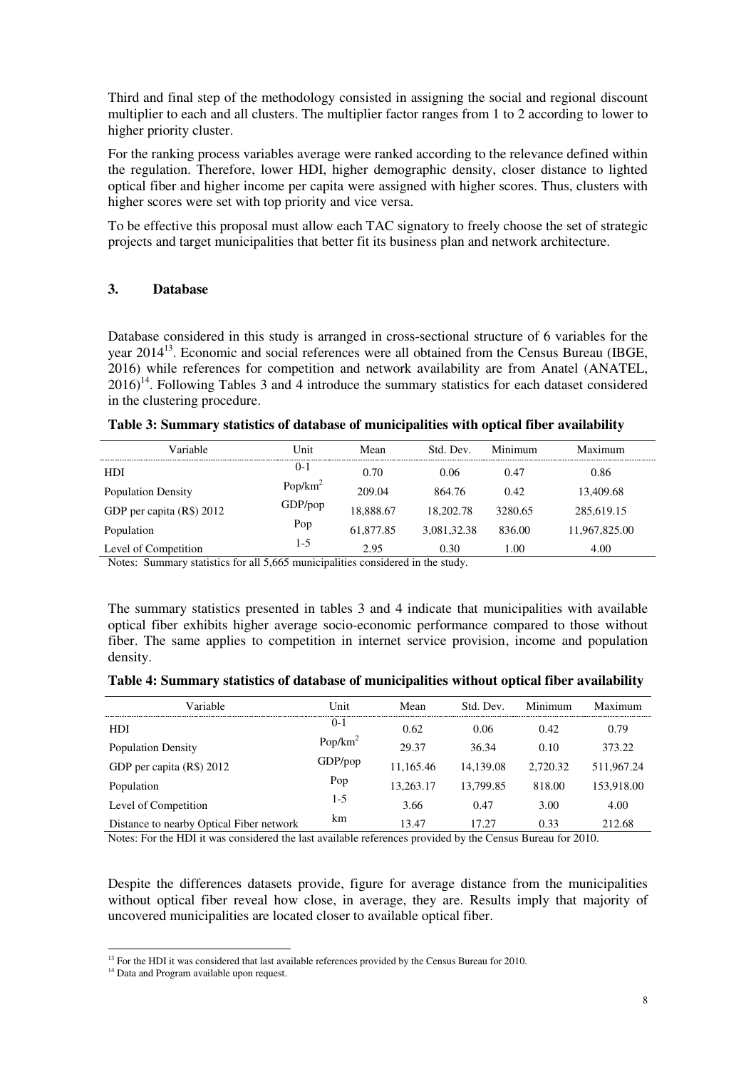Third and final step of the methodology consisted in assigning the social and regional discount multiplier to each and all clusters. The multiplier factor ranges from 1 to 2 according to lower to higher priority cluster.

For the ranking process variables average were ranked according to the relevance defined within the regulation. Therefore, lower HDI, higher demographic density, closer distance to lighted optical fiber and higher income per capita were assigned with higher scores. Thus, clusters with higher scores were set with top priority and vice versa.

To be effective this proposal must allow each TAC signatory to freely choose the set of strategic projects and target municipalities that better fit its business plan and network architecture.

## 3. Database

Database considered in this study is arranged in cross-sectional structure of 6 variables for the year 2014[13]. Economic and social references were all obtained from the Census Bureau (IBGE, 2016) while references for competition and network availability are from Anatel (ANATEL, 2016)[14]. Following Tables 3 and 4 introduce the summary statistics for each dataset considered in the clustering procedure.

**Table 3: Summary statistics of database of municipalities with optical fiber availability**

| Variable | Unit | Mean | Std. Dev. | Minimum | Maximum |
|---|---|---|---|---|---|
| HDI | 0-1 | 0.70 | 0.06 | 0.47 | 0.86 |
| Population Density | Pop/km$^2$ | 209.04 | 864.76 | 0.42 | 13,409.68 |
| GDP per capita (R$) 2012 | GDP/pop | 18,888.67 | 18,202.78 | 3280.65 | 285,619.15 |
| Population | Pop | 61,877.85 | 3,081,32.38 | 836.00 | 11,967,825.00 |
| Level of Competition | 1-5 | 2.95 | 0.30 | 1.00 | 4.00 |

Notes: Summary statistics for all 5,665 municipalities considered in the study.

The summary statistics presented in tables 3 and 4 indicate that municipalities with available optical fiber exhibits higher average socio-economic performance compared to those without fiber. The same applies to competition in internet service provision, income and population density.

**Table 4: Summary statistics of database of municipalities without optical fiber availability**

| Variable | Unit | Mean | Std. Dev. | Minimum | Maximum |
|---|---|---|---|---|---|
| HDI | 0-1 | 0.62 | 0.06 | 0.42 | 0.79 |
| Population Density | Pop/km$^2$ | 29.37 | 36.34 | 0.10 | 373.22 |
| GDP per capita (R$) 2012 | GDP/pop | 11,165.46 | 14,139.08 | 2,720.32 | 511,967.24 |
| Population | Pop | 13,263.17 | 13,799.85 | 818.00 | 153,918.00 |
| Level of Competition | 1-5 | 3.66 | 0.47 | 3.00 | 4.00 |
| Distance to nearby Optical Fiber network | km | 13.47 | 17.27 | 0.33 | 212.68 |

Notes: For the HDI it was considered the last available references provided by the Census Bureau for 2010.

Despite the differences datasets provide, figure for average distance from the municipalities without optical fiber reveal how close, in average, they are. Results imply that majority of uncovered municipalities are located closer to available optical fiber.

[13] For the HDI it was considered that last available references provided by the Census Bureau for 2010.

[14] Data and Program available upon request.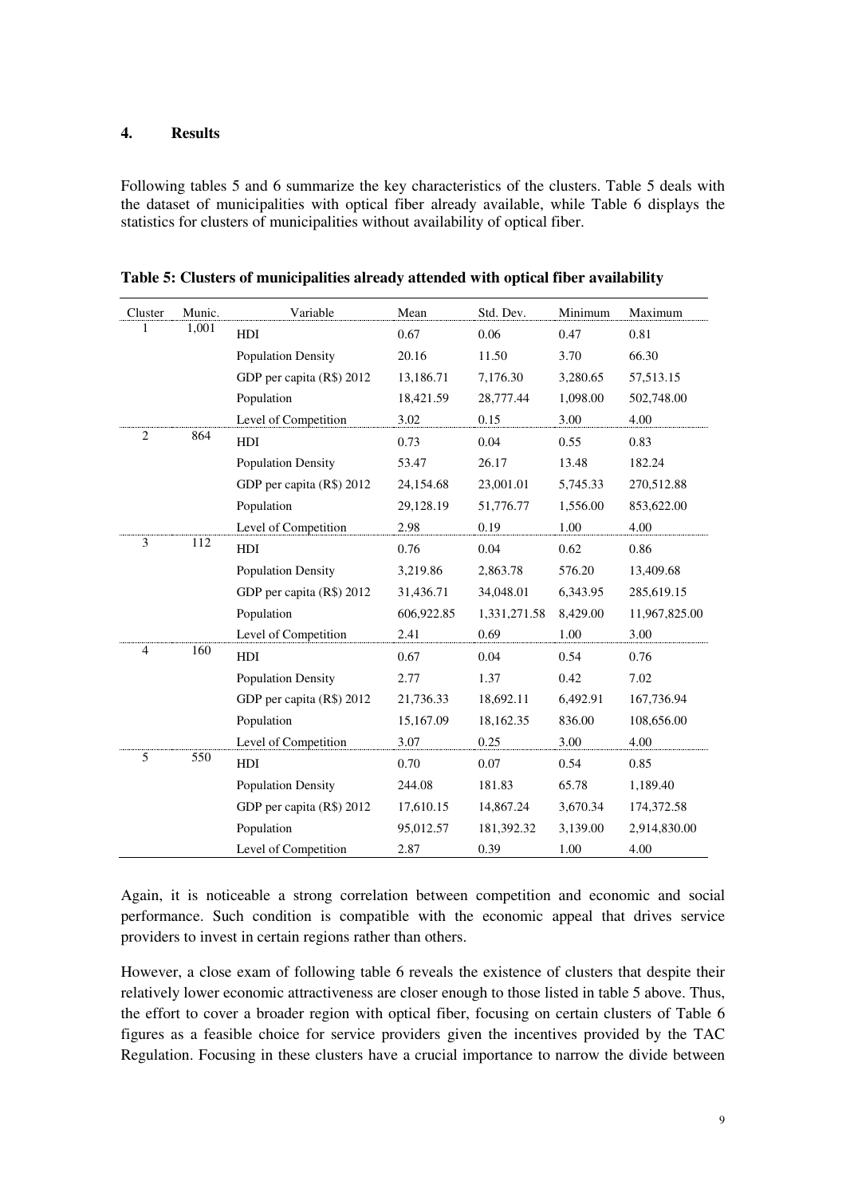## 4. Results

Following tables 5 and 6 summarize the key characteristics of the clusters. Table 5 deals with the dataset of municipalities with optical fiber already available, while Table 6 displays the statistics for clusters of municipalities without availability of optical fiber.

**Table 5: Clusters of municipalities already attended with optical fiber availability**

| Cluster | Munic. | Variable | Mean | Std. Dev. | Minimum | Maximum |
|---|---|---|---|---|---|---|
| 1 | 1,001 | HDI | 0.67 | 0.06 | 0.47 | 0.81 |
| | | Population Density | 20.16 | 11.50 | 3.70 | 66.30 |
| | | GDP per capita (R$) 2012 | 13,186.71 | 7,176.30 | 3,280.65 | 57,513.15 |
| | | Population | 18,421.59 | 28,777.44 | 1,098.00 | 502,748.00 |
| | | Level of Competition | 3.02 | 0.15 | 3.00 | 4.00 |
| 2 | 864 | HDI | 0.73 | 0.04 | 0.55 | 0.83 |
| | | Population Density | 53.47 | 26.17 | 13.48 | 182.24 |
| | | GDP per capita (R$) 2012 | 24,154.68 | 23,001.01 | 5,745.33 | 270,512.88 |
| | | Population | 29,128.19 | 51,776.77 | 1,556.00 | 853,622.00 |
| | | Level of Competition | 2.98 | 0.19 | 1.00 | 4.00 |
| 3 | 112 | HDI | 0.76 | 0.04 | 0.62 | 0.86 |
| | | Population Density | 3,219.86 | 2,863.78 | 576.20 | 13,409.68 |
| | | GDP per capita (R$) 2012 | 31,436.71 | 34,048.01 | 6,343.95 | 285,619.15 |
| | | Population | 606,922.85 | 1,331,271.58 | 8,429.00 | 11,967,825.00 |
| | | Level of Competition | 2.41 | 0.69 | 1.00 | 3.00 |
| 4 | 160 | HDI | 0.67 | 0.04 | 0.54 | 0.76 |
| | | Population Density | 2.77 | 1.37 | 0.42 | 7.02 |
| | | GDP per capita (R$) 2012 | 21,736.33 | 18,692.11 | 6,492.91 | 167,736.94 |
| | | Population | 15,167.09 | 18,162.35 | 836.00 | 108,656.00 |
| | | Level of Competition | 3.07 | 0.25 | 3.00 | 4.00 |
| 5 | 550 | HDI | 0.70 | 0.07 | 0.54 | 0.85 |
| | | Population Density | 244.08 | 181.83 | 65.78 | 1,189.40 |
| | | GDP per capita (R$) 2012 | 17,610.15 | 14,867.24 | 3,670.34 | 174,372.58 |
| | | Population | 95,012.57 | 181,392.32 | 3,139.00 | 2,914,830.00 |
| | | Level of Competition | 2.87 | 0.39 | 1.00 | 4.00 |

Again, it is noticeable a strong correlation between competition and economic and social performance. Such condition is compatible with the economic appeal that drives service providers to invest in certain regions rather than others.

However, a close exam of following table 6 reveals the existence of clusters that despite their relatively lower economic attractiveness are closer enough to those listed in table 5 above. Thus, the effort to cover a broader region with optical fiber, focusing on certain clusters of Table 6 figures as a feasible choice for service providers given the incentives provided by the TAC Regulation. Focusing in these clusters have a crucial importance to narrow the divide between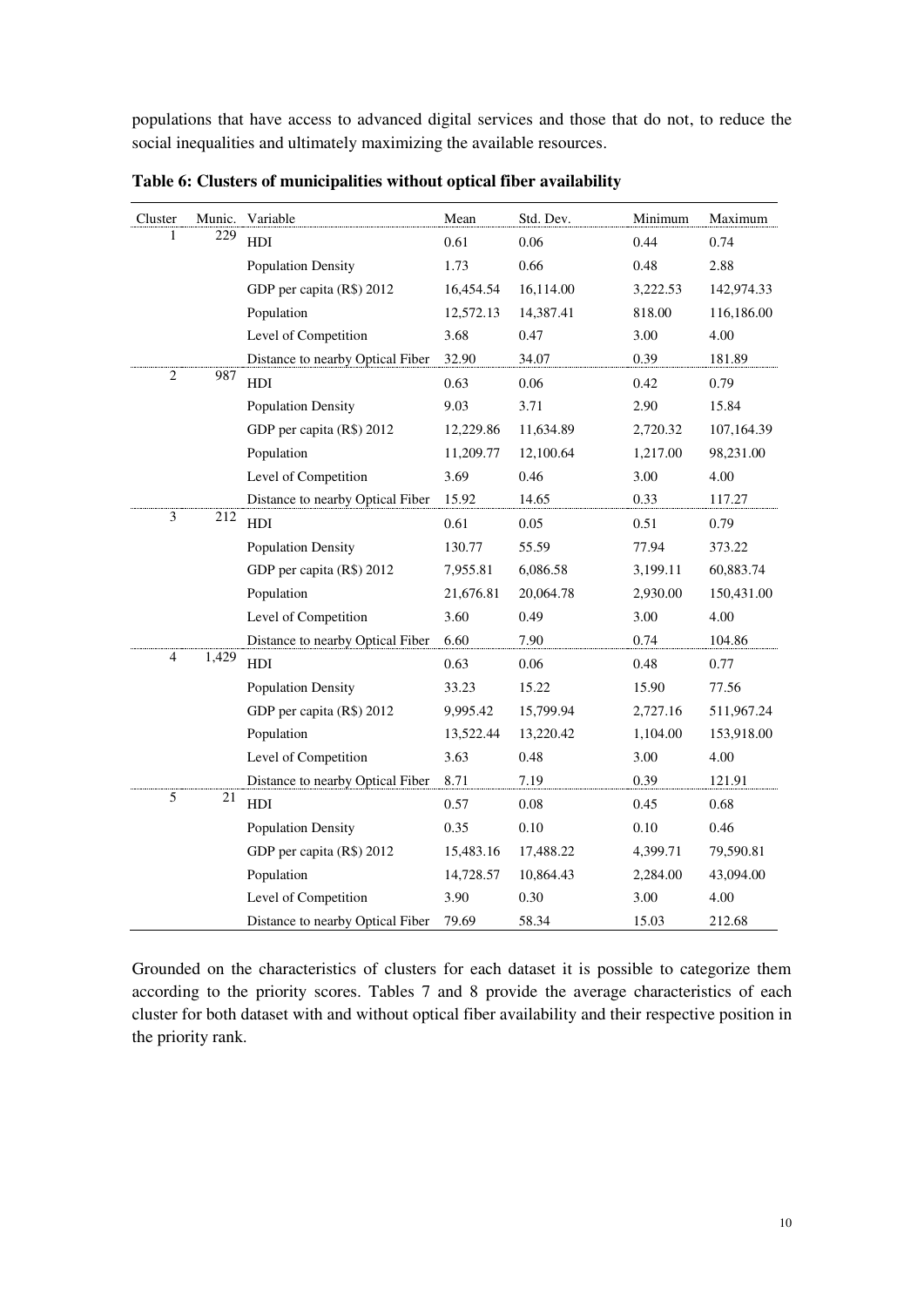populations that have access to advanced digital services and those that do not, to reduce the social inequalities and ultimately maximizing the available resources.

**Table 6: Clusters of municipalities without optical fiber availability**

| Cluster | Munic. | Variable | Mean | Std. Dev. | Minimum | Maximum |
|---|---|---|---|---|---|---|
| 1 | 229 | HDI | 0.61 | 0.06 | 0.44 | 0.74 |
| | | Population Density | 1.73 | 0.66 | 0.48 | 2.88 |
| | | GDP per capita (R$) 2012 | 16,454.54 | 16,114.00 | 3,222.53 | 142,974.33 |
| | | Population | 12,572.13 | 14,387.41 | 818.00 | 116,186.00 |
| | | Level of Competition | 3.68 | 0.47 | 3.00 | 4.00 |
| | | Distance to nearby Optical Fiber | 32.90 | 34.07 | 0.39 | 181.89 |
| 2 | 987 | HDI | 0.63 | 0.06 | 0.42 | 0.79 |
| | | Population Density | 9.03 | 3.71 | 2.90 | 15.84 |
| | | GDP per capita (R$) 2012 | 12,229.86 | 11,634.89 | 2,720.32 | 107,164.39 |
| | | Population | 11,209.77 | 12,100.64 | 1,217.00 | 98,231.00 |
| | | Level of Competition | 3.69 | 0.46 | 3.00 | 4.00 |
| | | Distance to nearby Optical Fiber | 15.92 | 14.65 | 0.33 | 117.27 |
| 3 | 212 | HDI | 0.61 | 0.05 | 0.51 | 0.79 |
| | | Population Density | 130.77 | 55.59 | 77.94 | 373.22 |
| | | GDP per capita (R$) 2012 | 7,955.81 | 6,086.58 | 3,199.11 | 60,883.74 |
| | | Population | 21,676.81 | 20,064.78 | 2,930.00 | 150,431.00 |
| | | Level of Competition | 3.60 | 0.49 | 3.00 | 4.00 |
| | | Distance to nearby Optical Fiber | 6.60 | 7.90 | 0.74 | 104.86 |
| 4 | 1,429 | HDI | 0.63 | 0.06 | 0.48 | 0.77 |
| | | Population Density | 33.23 | 15.22 | 15.90 | 77.56 |
| | | GDP per capita (R$) 2012 | 9,995.42 | 15,799.94 | 2,727.16 | 511,967.24 |
| | | Population | 13,522.44 | 13,220.42 | 1,104.00 | 153,918.00 |
| | | Level of Competition | 3.63 | 0.48 | 3.00 | 4.00 |
| | | Distance to nearby Optical Fiber | 8.71 | 7.19 | 0.39 | 121.91 |
| 5 | 21 | HDI | 0.57 | 0.08 | 0.45 | 0.68 |
| | | Population Density | 0.35 | 0.10 | 0.10 | 0.46 |
| | | GDP per capita (R$) 2012 | 15,483.16 | 17,488.22 | 4,399.71 | 79,590.81 |
| | | Population | 14,728.57 | 10,864.43 | 2,284.00 | 43,094.00 |
| | | Level of Competition | 3.90 | 0.30 | 3.00 | 4.00 |
| | | Distance to nearby Optical Fiber | 79.69 | 58.34 | 15.03 | 212.68 |

Grounded on the characteristics of clusters for each dataset it is possible to categorize them according to the priority scores. Tables 7 and 8 provide the average characteristics of each cluster for both dataset with and without optical fiber availability and their respective position in the priority rank.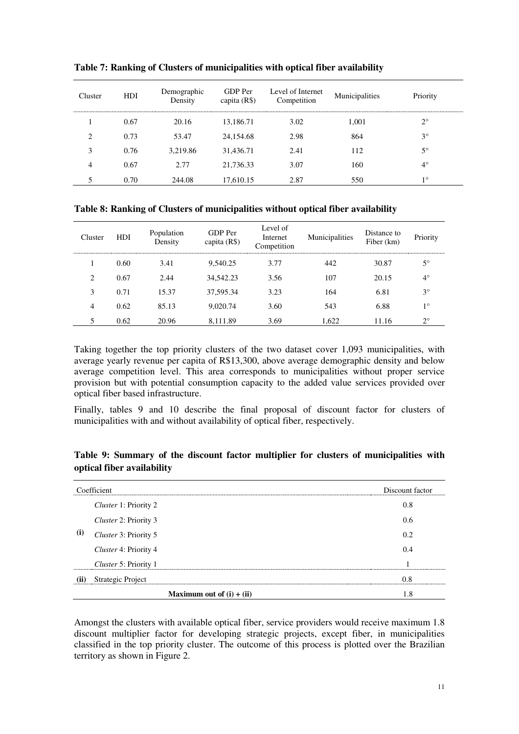**Table 7: Ranking of Clusters of municipalities with optical fiber availability**

| Cluster | HDI | Demographic Density | GDP Per capita (R$) | Level of Internet Competition | Municipalities | Priority |
|---|---|---|---|---|---|---|
| 1 | 0.67 | 20.16 | 13,186.71 | 3.02 | 1,001 | 2° |
| 2 | 0.73 | 53.47 | 24,154.68 | 2.98 | 864 | 3° |
| 3 | 0.76 | 3,219.86 | 31,436.71 | 2.41 | 112 | 5° |
| 4 | 0.67 | 2.77 | 21,736.33 | 3.07 | 160 | 4° |
| 5 | 0.70 | 244.08 | 17,610.15 | 2.87 | 550 | 1° |

**Table 8: Ranking of Clusters of municipalities without optical fiber availability**

| Cluster | HDI | Population Density | GDP Per capita (R$) | Level of Internet Competition | Municipalities | Distance to Fiber (km) | Priority |
|---|---|---|---|---|---|---|---|
| 1 | 0.60 | 3.41 | 9,540.25 | 3.77 | 442 | 30.87 | 5° |
| 2 | 0.67 | 2.44 | 34,542.23 | 3.56 | 107 | 20.15 | 4° |
| 3 | 0.71 | 15.37 | 37,595.34 | 3.23 | 164 | 6.81 | 3° |
| 4 | 0.62 | 85.13 | 9,020.74 | 3.60 | 543 | 6.88 | 1° |
| 5 | 0.62 | 20.96 | 8,111.89 | 3.69 | 1,622 | 11.16 | 2° |

Taking together the top priority clusters of the two dataset cover 1,093 municipalities, with average yearly revenue per capita of R$13,300, above average demographic density and below average competition level. This area corresponds to municipalities without proper service provision but with potential consumption capacity to the added value services provided over optical fiber based infrastructure.

Finally, tables 9 and 10 describe the final proposal of discount factor for clusters of municipalities with and without availability of optical fiber, respectively.

**Table 9: Summary of the discount factor multiplier for clusters of municipalities with optical fiber availability**

| | Coefficient | Discount factor |
|---|---|---|
| **(i)** | *Cluster* 1: Priority 2 | 0.8 |
| | *Cluster* 2: Priority 3 | 0.6 |
| | *Cluster* 3: Priority 5 | 0.2 |
| | *Cluster* 4: Priority 4 | 0.4 |
| | *Cluster* 5: Priority 1 | 1 |
| **(ii)** | Strategic Project | 0.8 |
| | **Maximum out of (i) + (ii)** | 1.8 |

Amongst the clusters with available optical fiber, service providers would receive maximum 1.8 discount multiplier factor for developing strategic projects, except fiber, in municipalities classified in the top priority cluster. The outcome of this process is plotted over the Brazilian territory as shown in Figure 2.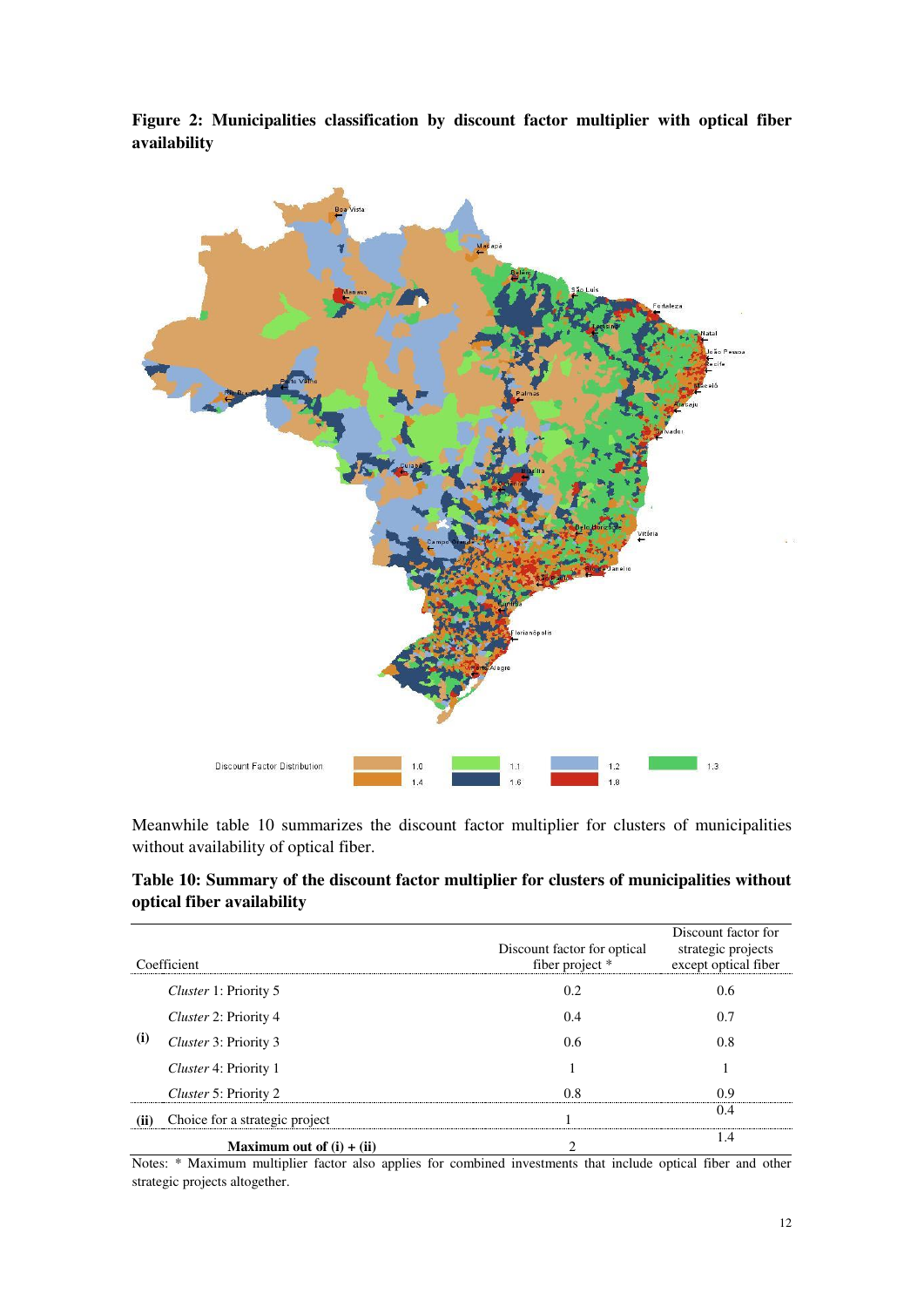**Figure 2: Municipalities classification by discount factor multiplier with optical fiber availability**

Meanwhile table 10 summarizes the discount factor multiplier for clusters of municipalities without availability of optical fiber.

**Table 10: Summary of the discount factor multiplier for clusters of municipalities without optical fiber availability**

| Coefficient | | Discount factor for optical fiber project * | Discount factor for strategic projects except optical fiber |
|---|---|---|---|
| **(i)** | *Cluster* 1: Priority 5 | 0.2 | 0.6 |
| | *Cluster* 2: Priority 4 | 0.4 | 0.7 |
| | *Cluster* 3: Priority 3 | 0.6 | 0.8 |
| | *Cluster* 4: Priority 1 | 1 | 1 |
| | *Cluster* 5: Priority 2 | 0.8 | 0.9 |
| **(ii)** | Choice for a strategic project | 1 | 0.4 |
| | **Maximum out of (i) + (ii)** | 2 | 1.4 |

Notes: * Maximum multiplier factor also applies for combined investments that include optical fiber and other strategic projects altogether.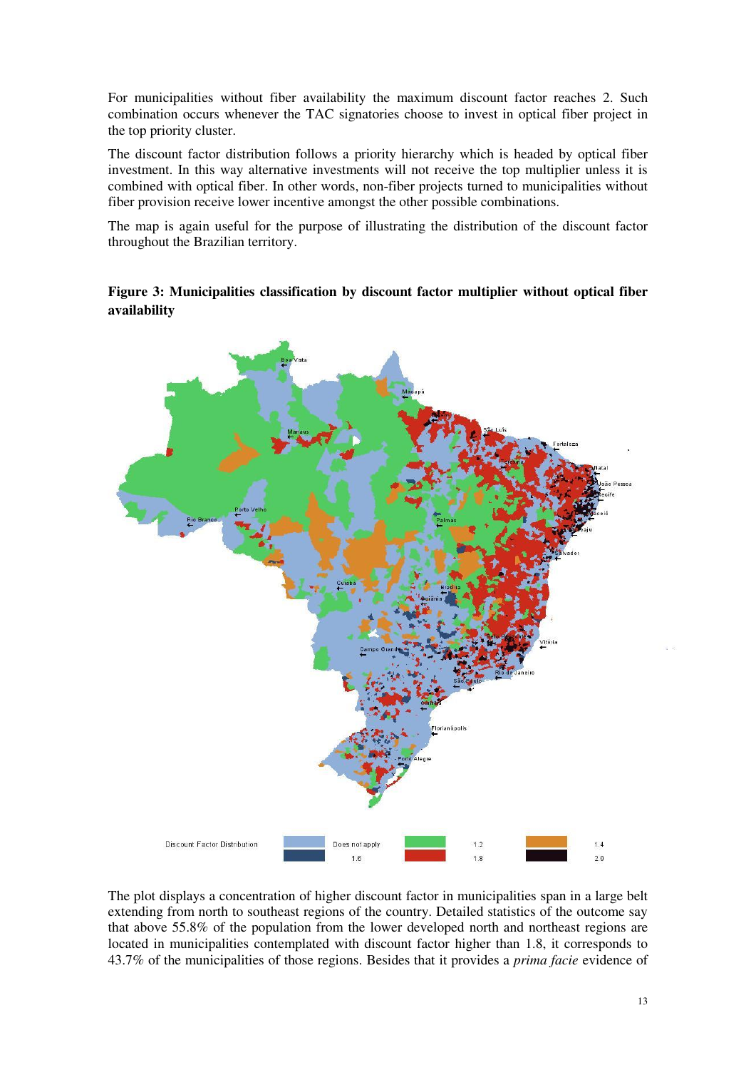For municipalities without fiber availability the maximum discount factor reaches 2. Such combination occurs whenever the TAC signatories choose to invest in optical fiber project in the top priority cluster.

The discount factor distribution follows a priority hierarchy which is headed by optical fiber investment. In this way alternative investments will not receive the top multiplier unless it is combined with optical fiber. In other words, non-fiber projects turned to municipalities without fiber provision receive lower incentive amongst the other possible combinations.

The map is again useful for the purpose of illustrating the distribution of the discount factor throughout the Brazilian territory.

**Figure 3: Municipalities classification by discount factor multiplier without optical fiber availability**

The plot displays a concentration of higher discount factor in municipalities span in a large belt extending from north to southeast regions of the country. Detailed statistics of the outcome say that above 55.8% of the population from the lower developed north and northeast regions are located in municipalities contemplated with discount factor higher than 1.8, it corresponds to 43.7% of the municipalities of those regions. Besides that it provides a *prima facie* evidence of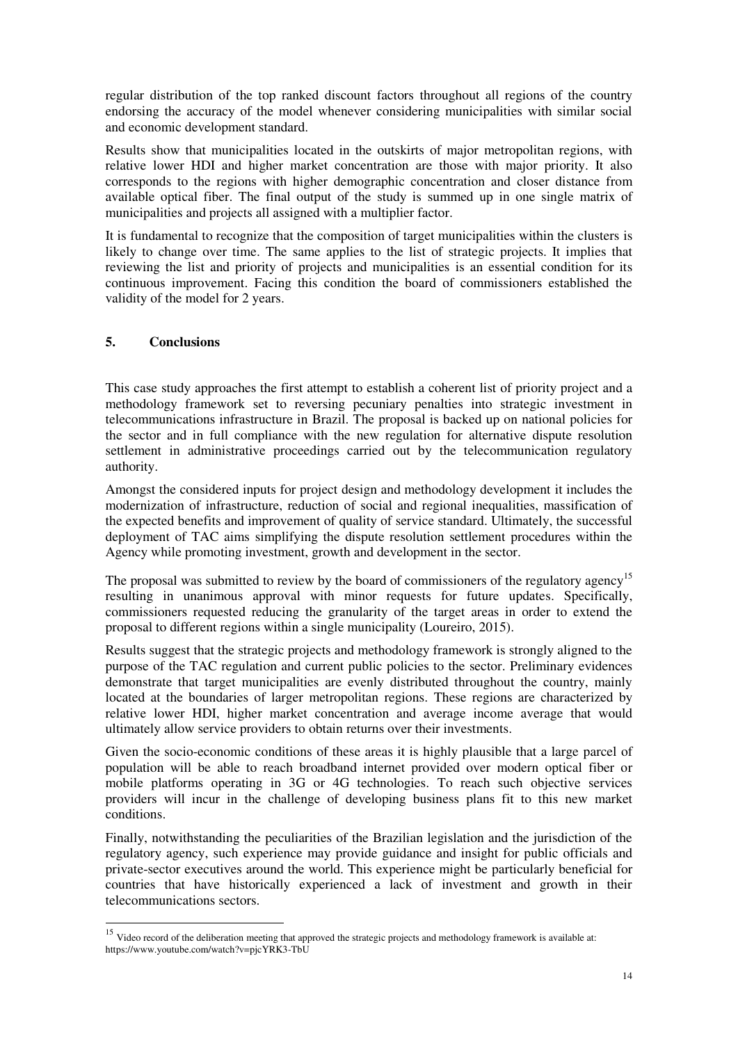regular distribution of the top ranked discount factors throughout all regions of the country endorsing the accuracy of the model whenever considering municipalities with similar social and economic development standard.

Results show that municipalities located in the outskirts of major metropolitan regions, with relative lower HDI and higher market concentration are those with major priority. It also corresponds to the regions with higher demographic concentration and closer distance from available optical fiber. The final output of the study is summed up in one single matrix of municipalities and projects all assigned with a multiplier factor.

It is fundamental to recognize that the composition of target municipalities within the clusters is likely to change over time. The same applies to the list of strategic projects. It implies that reviewing the list and priority of projects and municipalities is an essential condition for its continuous improvement. Facing this condition the board of commissioners established the validity of the model for 2 years.

## 5. Conclusions

This case study approaches the first attempt to establish a coherent list of priority project and a methodology framework set to reversing pecuniary penalties into strategic investment in telecommunications infrastructure in Brazil. The proposal is backed up on national policies for the sector and in full compliance with the new regulation for alternative dispute resolution settlement in administrative proceedings carried out by the telecommunication regulatory authority.

Amongst the considered inputs for project design and methodology development it includes the modernization of infrastructure, reduction of social and regional inequalities, massification of the expected benefits and improvement of quality of service standard. Ultimately, the successful deployment of TAC aims simplifying the dispute resolution settlement procedures within the Agency while promoting investment, growth and development in the sector.

The proposal was submitted to review by the board of commissioners of the regulatory agency[15] resulting in unanimous approval with minor requests for future updates. Specifically, commissioners requested reducing the granularity of the target areas in order to extend the proposal to different regions within a single municipality (Loureiro, 2015).

Results suggest that the strategic projects and methodology framework is strongly aligned to the purpose of the TAC regulation and current public policies to the sector. Preliminary evidences demonstrate that target municipalities are evenly distributed throughout the country, mainly located at the boundaries of larger metropolitan regions. These regions are characterized by relative lower HDI, higher market concentration and average income average that would ultimately allow service providers to obtain returns over their investments.

Given the socio-economic conditions of these areas it is highly plausible that a large parcel of population will be able to reach broadband internet provided over modern optical fiber or mobile platforms operating in 3G or 4G technologies. To reach such objective services providers will incur in the challenge of developing business plans fit to this new market conditions.

Finally, notwithstanding the peculiarities of the Brazilian legislation and the jurisdiction of the regulatory agency, such experience may provide guidance and insight for public officials and private-sector executives around the world. This experience might be particularly beneficial for countries that have historically experienced a lack of investment and growth in their telecommunications sectors.

---

[15] Video record of the deliberation meeting that approved the strategic projects and methodology framework is available at: https://www.youtube.com/watch?v=pjcYRK3-TbU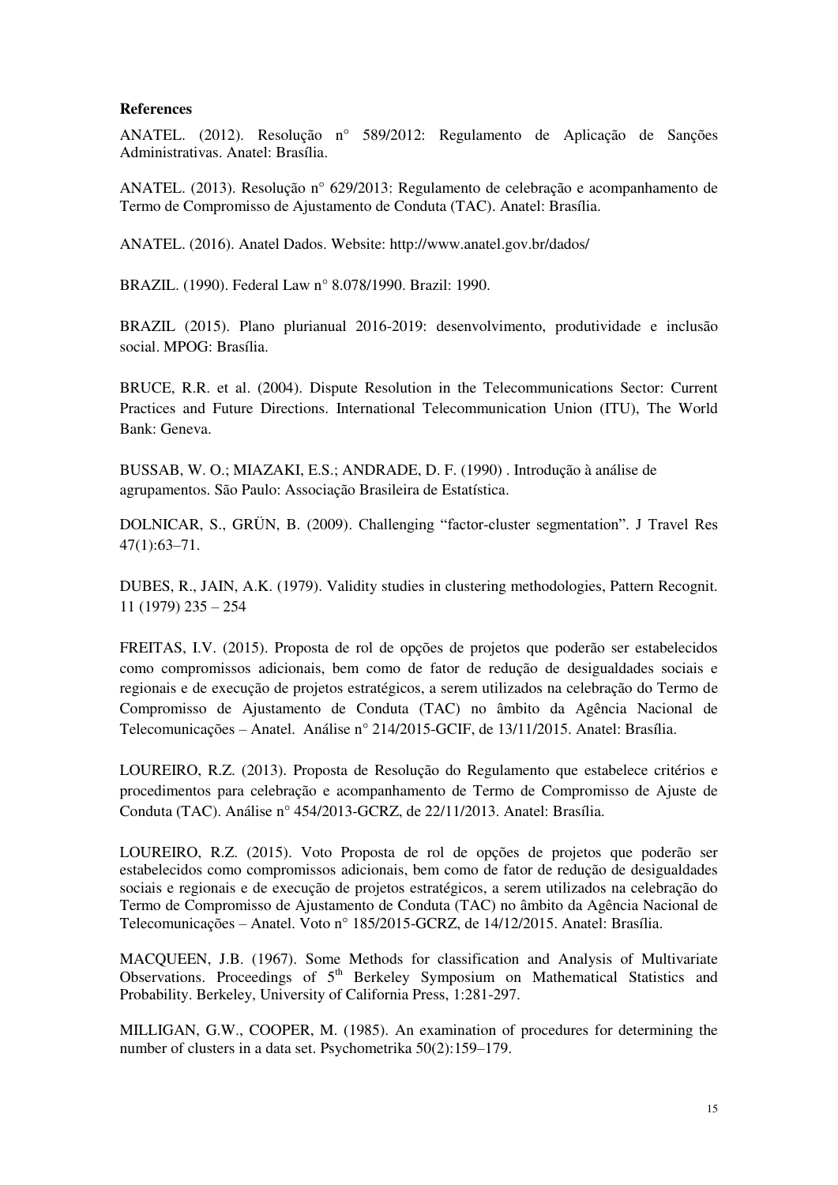**References**

ANATEL. (2012). Resolução n° 589/2012: Regulamento de Aplicação de Sanções Administrativas. Anatel: Brasília.

ANATEL. (2013). Resolução n° 629/2013: Regulamento de celebração e acompanhamento de Termo de Compromisso de Ajustamento de Conduta (TAC). Anatel: Brasília.

ANATEL. (2016). Anatel Dados. Website: http://www.anatel.gov.br/dados/

BRAZIL. (1990). Federal Law n° 8.078/1990. Brazil: 1990.

BRAZIL (2015). Plano plurianual 2016-2019: desenvolvimento, produtividade e inclusão social. MPOG: Brasília.

BRUCE, R.R. et al. (2004). Dispute Resolution in the Telecommunications Sector: Current Practices and Future Directions. International Telecommunication Union (ITU), The World Bank: Geneva.

BUSSAB, W. O.; MIAZAKI, E.S.; ANDRADE, D. F. (1990) . Introdução à análise de agrupamentos. São Paulo: Associação Brasileira de Estatística.

DOLNICAR, S., GRÜN, B. (2009). Challenging "factor-cluster segmentation". J Travel Res 47(1):63–71.

DUBES, R., JAIN, A.K. (1979). Validity studies in clustering methodologies, Pattern Recognit. 11 (1979) 235 – 254

FREITAS, I.V. (2015). Proposta de rol de opções de projetos que poderão ser estabelecidos como compromissos adicionais, bem como de fator de redução de desigualdades sociais e regionais e de execução de projetos estratégicos, a serem utilizados na celebração do Termo de Compromisso de Ajustamento de Conduta (TAC) no âmbito da Agência Nacional de Telecomunicações – Anatel. Análise n° 214/2015-GCIF, de 13/11/2015. Anatel: Brasília.

LOUREIRO, R.Z. (2013). Proposta de Resolução do Regulamento que estabelece critérios e procedimentos para celebração e acompanhamento de Termo de Compromisso de Ajuste de Conduta (TAC). Análise n° 454/2013-GCRZ, de 22/11/2013. Anatel: Brasília.

LOUREIRO, R.Z. (2015). Voto Proposta de rol de opções de projetos que poderão ser estabelecidos como compromissos adicionais, bem como de fator de redução de desigualdades sociais e regionais e de execução de projetos estratégicos, a serem utilizados na celebração do Termo de Compromisso de Ajustamento de Conduta (TAC) no âmbito da Agência Nacional de Telecomunicações – Anatel. Voto n° 185/2015-GCRZ, de 14/12/2015. Anatel: Brasília.

MACQUEEN, J.B. (1967). Some Methods for classification and Analysis of Multivariate Observations. Proceedings of 5th Berkeley Symposium on Mathematical Statistics and Probability. Berkeley, University of California Press, 1:281-297.

MILLIGAN, G.W., COOPER, M. (1985). An examination of procedures for determining the number of clusters in a data set. Psychometrika 50(2):159–179.